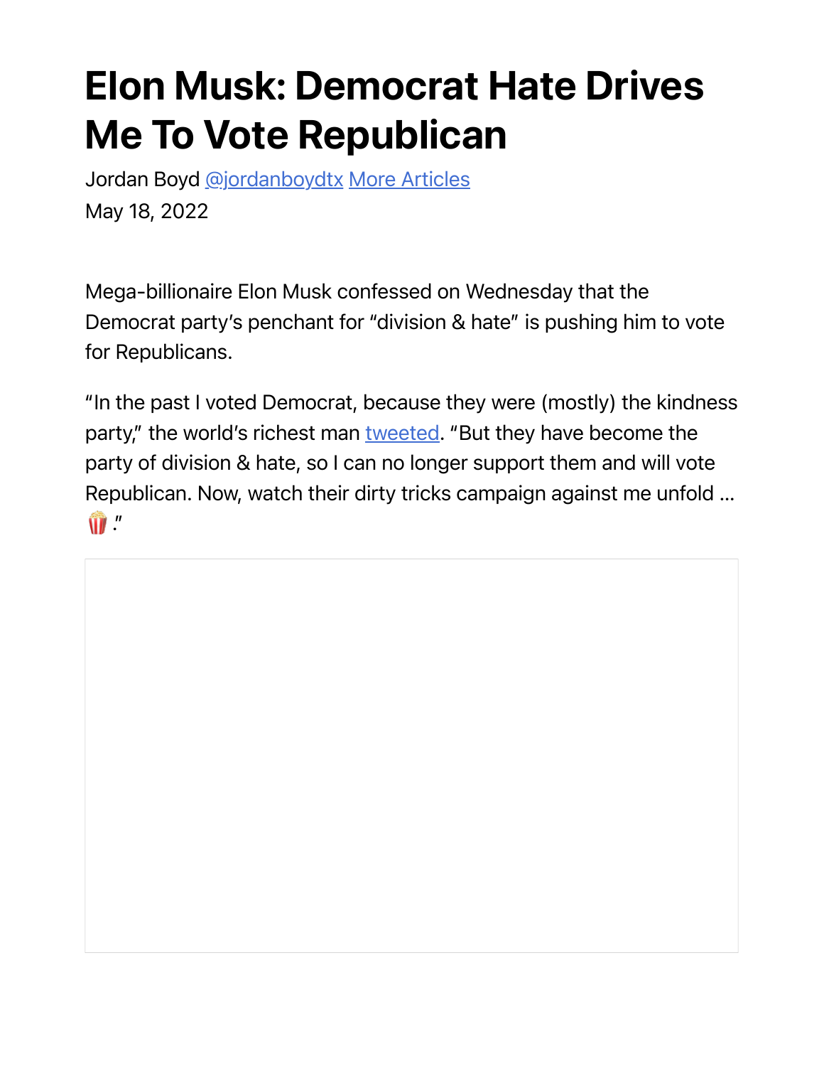# Elon Musk: Democrat Hate Drives Me To Vote Republican

Jordan Boyd @jordanboydtx More Articles

May 18, 2022

Mega-billionaire Elon Musk confessed on Wednesday that the Democrat party's penchant for "division & hate" is pushing him to vote for Republicans.

"In the past I voted Democrat, because they were (mostly) the kindness party," the world's richest man tweeted. "But they have become the party of division & hate, so I can no longer support them and will vote Republican. Now, watch their dirty tricks campaign against me unfold … 🍿."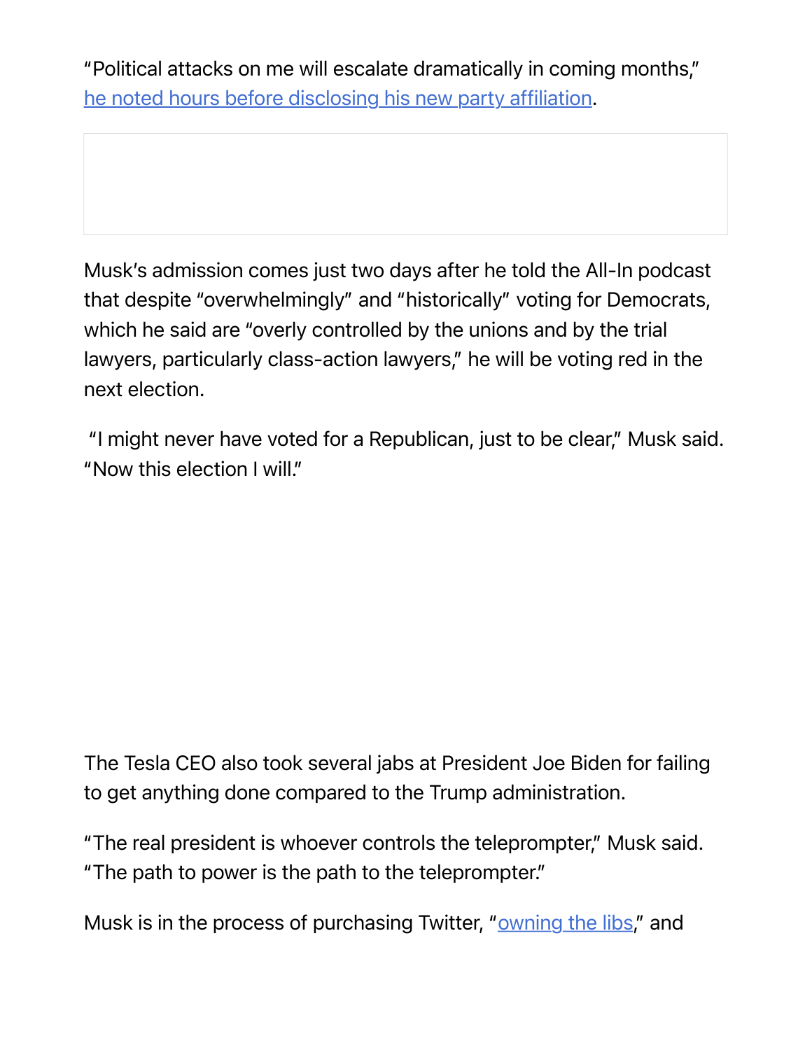"Political attacks on me will escalate dramatically in coming months," [he noted hours before disclosing his new party affiliation](#).

Musk's admission comes just two days after he told the All-In podcast that despite "overwhelmingly" and "historically" voting for Democrats, which he said are "overly controlled by the unions and by the trial lawyers, particularly class-action lawyers," he will be voting red in the next election.

"I might never have voted for a Republican, just to be clear," Musk said. "Now this election I will."

The Tesla CEO also took several jabs at President Joe Biden for failing to get anything done compared to the Trump administration.

"The real president is whoever controls the teleprompter," Musk said. "The path to power is the path to the teleprompter."

Musk is in the process of purchasing Twitter, "[owning the libs](#)," and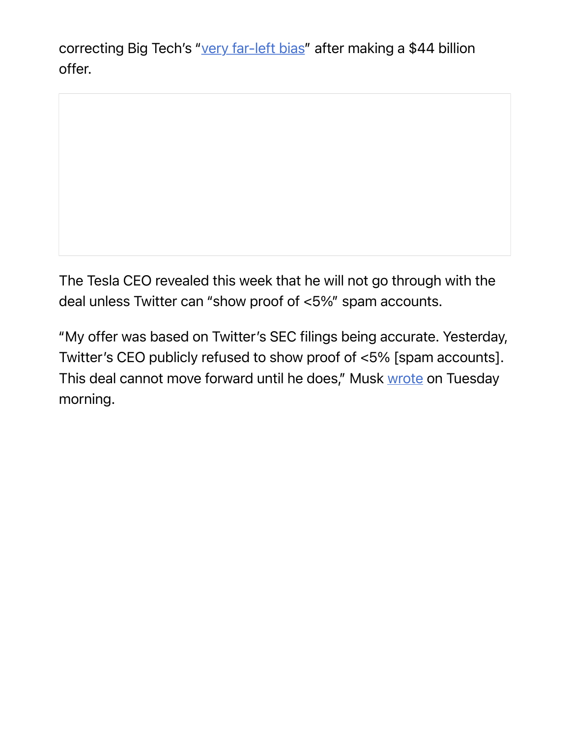correcting Big Tech's "very far-left bias" after making a $44 billion offer.

The Tesla CEO revealed this week that he will not go through with the deal unless Twitter can "show proof of <5%" spam accounts.

"My offer was based on Twitter's SEC filings being accurate. Yesterday, Twitter's CEO publicly refused to show proof of <5% [spam accounts]. This deal cannot move forward until he does," Musk wrote on Tuesday morning.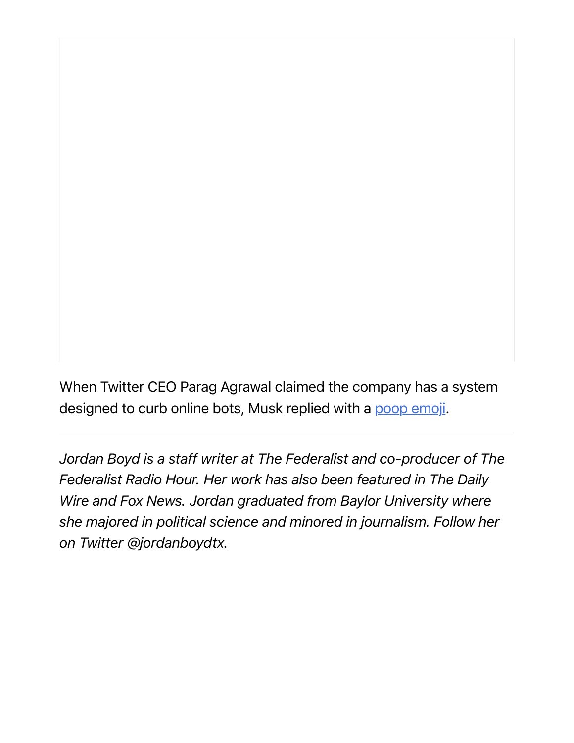When Twitter CEO Parag Agrawal claimed the company has a system designed to curb online bots, Musk replied with a poop emoji.

---

*Jordan Boyd is a staff writer at The Federalist and co-producer of The Federalist Radio Hour. Her work has also been featured in The Daily Wire and Fox News. Jordan graduated from Baylor University where she majored in political science and minored in journalism. Follow her on Twitter @jordanboydtx.*